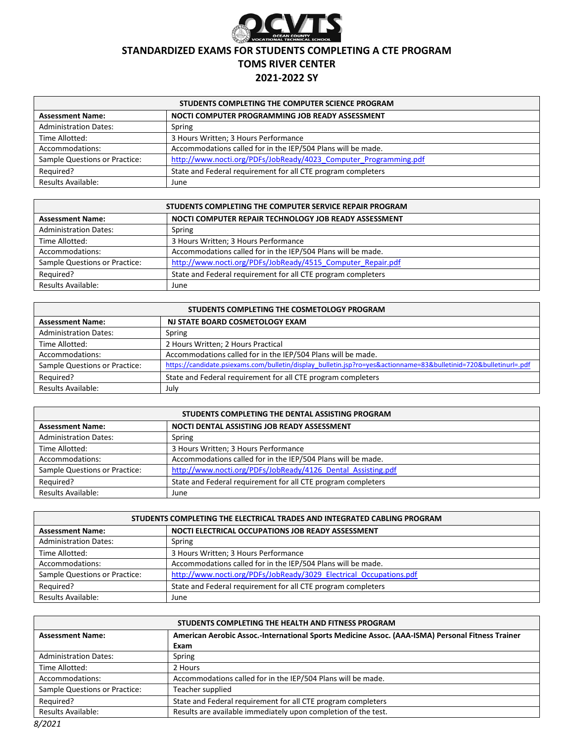# STANDARDIZED EXAMS FOR STUDENTS COMPLETING A CTE PROGRAM

## TOMS RIVER CENTER

## 2021-2022 SY

| STUDENTS COMPLETING THE COMPUTER SCIENCE PROGRAM | |
|---|---|
| **Assessment Name:** | **NOCTI COMPUTER PROGRAMMING JOB READY ASSESSMENT** |
| Administration Dates: | Spring |
| Time Allotted: | 3 Hours Written; 3 Hours Performance |
| Accommodations: | Accommodations called for in the IEP/504 Plans will be made. |
| Sample Questions or Practice: | http://www.nocti.org/PDFs/JobReady/4023_Computer_Programming.pdf |
| Required? | State and Federal requirement for all CTE program completers |
| Results Available: | June |

| STUDENTS COMPLETING THE COMPUTER SERVICE REPAIR PROGRAM | |
|---|---|
| **Assessment Name:** | **NOCTI COMPUTER REPAIR TECHNOLOGY JOB READY ASSESSMENT** |
| Administration Dates: | Spring |
| Time Allotted: | 3 Hours Written; 3 Hours Performance |
| Accommodations: | Accommodations called for in the IEP/504 Plans will be made. |
| Sample Questions or Practice: | http://www.nocti.org/PDFs/JobReady/4515_Computer_Repair.pdf |
| Required? | State and Federal requirement for all CTE program completers |
| Results Available: | June |

| STUDENTS COMPLETING THE COSMETOLOGY PROGRAM | |
|---|---|
| **Assessment Name:** | **NJ STATE BOARD COSMETOLOGY EXAM** |
| Administration Dates: | Spring |
| Time Allotted: | 2 Hours Written; 2 Hours Practical |
| Accommodations: | Accommodations called for in the IEP/504 Plans will be made. |
| Sample Questions or Practice: | https://candidate.psiexams.com/bulletin/display_bulletin.jsp?ro=yes&actionname=83&bulletinid=720&bulletinurl=.pdf |
| Required? | State and Federal requirement for all CTE program completers |
| Results Available: | July |

| STUDENTS COMPLETING THE DENTAL ASSISTING PROGRAM | |
|---|---|
| **Assessment Name:** | **NOCTI DENTAL ASSISTING JOB READY ASSESSMENT** |
| Administration Dates: | Spring |
| Time Allotted: | 3 Hours Written; 3 Hours Performance |
| Accommodations: | Accommodations called for in the IEP/504 Plans will be made. |
| Sample Questions or Practice: | http://www.nocti.org/PDFs/JobReady/4126_Dental_Assisting.pdf |
| Required? | State and Federal requirement for all CTE program completers |
| Results Available: | June |

| STUDENTS COMPLETING THE ELECTRICAL TRADES AND INTEGRATED CABLING PROGRAM | |
|---|---|
| **Assessment Name:** | **NOCTI ELECTRICAL OCCUPATIONS JOB READY ASSESSMENT** |
| Administration Dates: | Spring |
| Time Allotted: | 3 Hours Written; 3 Hours Performance |
| Accommodations: | Accommodations called for in the IEP/504 Plans will be made. |
| Sample Questions or Practice: | http://www.nocti.org/PDFs/JobReady/3029_Electrical_Occupations.pdf |
| Required? | State and Federal requirement for all CTE program completers |
| Results Available: | June |

| STUDENTS COMPLETING THE HEALTH AND FITNESS PROGRAM | |
|---|---|
| **Assessment Name:** | **American Aerobic Assoc.-International Sports Medicine Assoc. (AAA-ISMA) Personal Fitness Trainer Exam** |
| Administration Dates: | Spring |
| Time Allotted: | 2 Hours |
| Accommodations: | Accommodations called for in the IEP/504 Plans will be made. |
| Sample Questions or Practice: | Teacher supplied |
| Required? | State and Federal requirement for all CTE program completers |
| Results Available: | Results are available immediately upon completion of the test. |

*8/2021*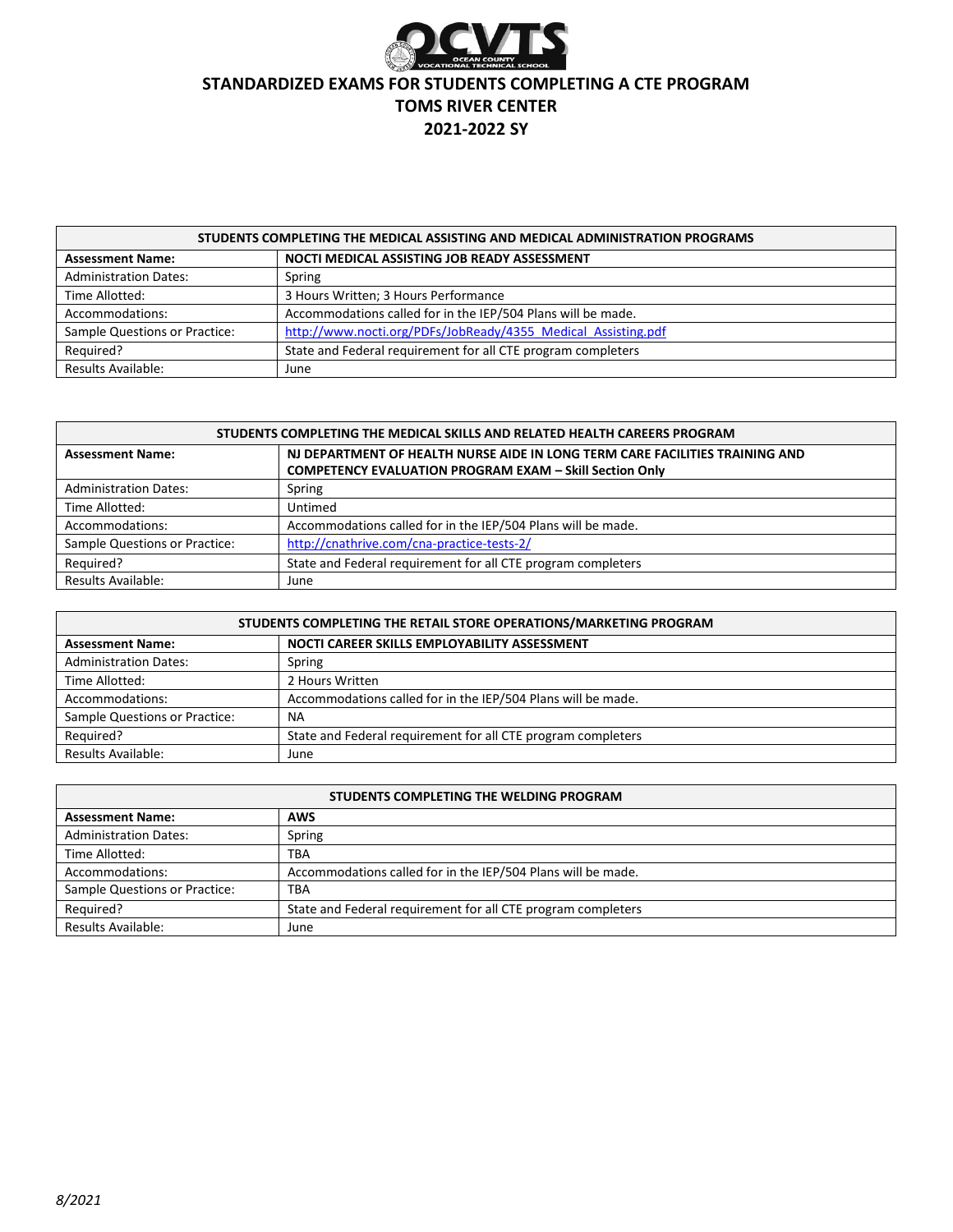# STANDARDIZED EXAMS FOR STUDENTS COMPLETING A CTE PROGRAM

## TOMS RIVER CENTER

## 2021-2022 SY

| STUDENTS COMPLETING THE MEDICAL ASSISTING AND MEDICAL ADMINISTRATION PROGRAMS | |
|---|---|
| **Assessment Name:** | **NOCTI MEDICAL ASSISTING JOB READY ASSESSMENT** |
| Administration Dates: | Spring |
| Time Allotted: | 3 Hours Written; 3 Hours Performance |
| Accommodations: | Accommodations called for in the IEP/504 Plans will be made. |
| Sample Questions or Practice: | http://www.nocti.org/PDFs/JobReady/4355_Medical_Assisting.pdf |
| Required? | State and Federal requirement for all CTE program completers |
| Results Available: | June |

| STUDENTS COMPLETING THE MEDICAL SKILLS AND RELATED HEALTH CAREERS PROGRAM | |
|---|---|
| **Assessment Name:** | **NJ DEPARTMENT OF HEALTH NURSE AIDE IN LONG TERM CARE FACILITIES TRAINING AND COMPETENCY EVALUATION PROGRAM EXAM – Skill Section Only** |
| Administration Dates: | Spring |
| Time Allotted: | Untimed |
| Accommodations: | Accommodations called for in the IEP/504 Plans will be made. |
| Sample Questions or Practice: | http://cnathrive.com/cna-practice-tests-2/ |
| Required? | State and Federal requirement for all CTE program completers |
| Results Available: | June |

| STUDENTS COMPLETING THE RETAIL STORE OPERATIONS/MARKETING PROGRAM | |
|---|---|
| **Assessment Name:** | **NOCTI CAREER SKILLS EMPLOYABILITY ASSESSMENT** |
| Administration Dates: | Spring |
| Time Allotted: | 2 Hours Written |
| Accommodations: | Accommodations called for in the IEP/504 Plans will be made. |
| Sample Questions or Practice: | NA |
| Required? | State and Federal requirement for all CTE program completers |
| Results Available: | June |

| STUDENTS COMPLETING THE WELDING PROGRAM | |
|---|---|
| **Assessment Name:** | **AWS** |
| Administration Dates: | Spring |
| Time Allotted: | TBA |
| Accommodations: | Accommodations called for in the IEP/504 Plans will be made. |
| Sample Questions or Practice: | TBA |
| Required? | State and Federal requirement for all CTE program completers |
| Results Available: | June |

*8/2021*